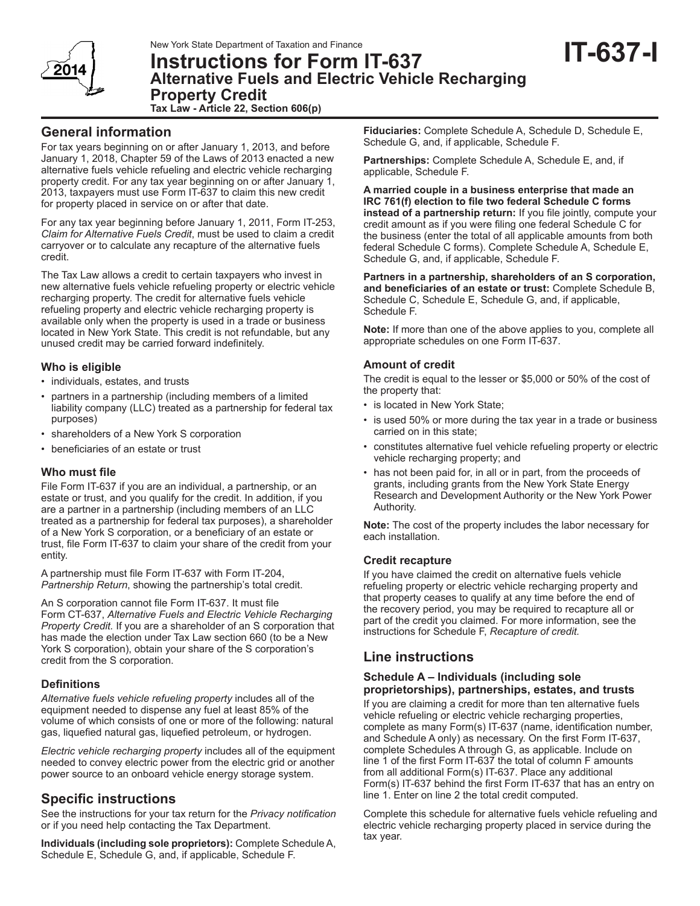# IT-637-I

New York State Department of Taxation and Finance

# Instructions for Form IT-637
## Alternative Fuels and Electric Vehicle Recharging Property Credit

**Tax Law - Article 22, Section 606(p)**

## General information

For tax years beginning on or after January 1, 2013, and before January 1, 2018, Chapter 59 of the Laws of 2013 enacted a new alternative fuels vehicle refueling and electric vehicle recharging property credit. For any tax year beginning on or after January 1, 2013, taxpayers must use Form IT-637 to claim this new credit for property placed in service on or after that date.

For any tax year beginning before January 1, 2011, Form IT-253, *Claim for Alternative Fuels Credit*, must be used to claim a credit carryover or to calculate any recapture of the alternative fuels credit.

The Tax Law allows a credit to certain taxpayers who invest in new alternative fuels vehicle refueling property or electric vehicle recharging property. The credit for alternative fuels vehicle refueling property and electric vehicle recharging property is available only when the property is used in a trade or business located in New York State. This credit is not refundable, but any unused credit may be carried forward indefinitely.

### Who is eligible

- individuals, estates, and trusts
- partners in a partnership (including members of a limited liability company (LLC) treated as a partnership for federal tax purposes)
- shareholders of a New York S corporation
- beneficiaries of an estate or trust

### Who must file

File Form IT-637 if you are an individual, a partnership, or an estate or trust, and you qualify for the credit. In addition, if you are a partner in a partnership (including members of an LLC treated as a partnership for federal tax purposes), a shareholder of a New York S corporation, or a beneficiary of an estate or trust, file Form IT-637 to claim your share of the credit from your entity.

A partnership must file Form IT-637 with Form IT-204, *Partnership Return*, showing the partnership's total credit.

An S corporation cannot file Form IT-637. It must file Form CT-637, *Alternative Fuels and Electric Vehicle Recharging Property Credit.* If you are a shareholder of an S corporation that has made the election under Tax Law section 660 (to be a New York S corporation), obtain your share of the S corporation's credit from the S corporation.

### Definitions

*Alternative fuels vehicle refueling property* includes all of the equipment needed to dispense any fuel at least 85% of the volume of which consists of one or more of the following: natural gas, liquefied natural gas, liquefied petroleum, or hydrogen.

*Electric vehicle recharging property* includes all of the equipment needed to convey electric power from the electric grid or another power source to an onboard vehicle energy storage system.

## Specific instructions

See the instructions for your tax return for the *Privacy notification* or if you need help contacting the Tax Department.

**Individuals (including sole proprietors):** Complete Schedule A, Schedule E, Schedule G, and, if applicable, Schedule F.

**Fiduciaries:** Complete Schedule A, Schedule D, Schedule E, Schedule G, and, if applicable, Schedule F.

**Partnerships:** Complete Schedule A, Schedule E, and, if applicable, Schedule F.

**A married couple in a business enterprise that made an IRC 761(f) election to file two federal Schedule C forms instead of a partnership return:** If you file jointly, compute your credit amount as if you were filing one federal Schedule C for the business (enter the total of all applicable amounts from both federal Schedule C forms). Complete Schedule A, Schedule E, Schedule G, and, if applicable, Schedule F.

**Partners in a partnership, shareholders of an S corporation, and beneficiaries of an estate or trust:** Complete Schedule B, Schedule C, Schedule E, Schedule G, and, if applicable, Schedule F.

**Note:** If more than one of the above applies to you, complete all appropriate schedules on one Form IT-637.

### Amount of credit

The credit is equal to the lesser or $5,000 or 50% of the cost of the property that:

- is located in New York State;
- is used 50% or more during the tax year in a trade or business carried on in this state;
- constitutes alternative fuel vehicle refueling property or electric vehicle recharging property; and
- has not been paid for, in all or in part, from the proceeds of grants, including grants from the New York State Energy Research and Development Authority or the New York Power Authority.

**Note:** The cost of the property includes the labor necessary for each installation.

### Credit recapture

If you have claimed the credit on alternative fuels vehicle refueling property or electric vehicle recharging property and that property ceases to qualify at any time before the end of the recovery period, you may be required to recapture all or part of the credit you claimed. For more information, see the instructions for Schedule F, *Recapture of credit.*

## Line instructions

### Schedule A – Individuals (including sole proprietorships), partnerships, estates, and trusts

If you are claiming a credit for more than ten alternative fuels vehicle refueling or electric vehicle recharging properties, complete as many Form(s) IT-637 (name, identification number, and Schedule A only) as necessary. On the first Form IT-637, complete Schedules A through G, as applicable. Include on line 1 of the first Form IT-637 the total of column F amounts from all additional Form(s) IT-637. Place any additional Form(s) IT-637 behind the first Form IT-637 that has an entry on line 1. Enter on line 2 the total credit computed.

Complete this schedule for alternative fuels vehicle refueling and electric vehicle recharging property placed in service during the tax year.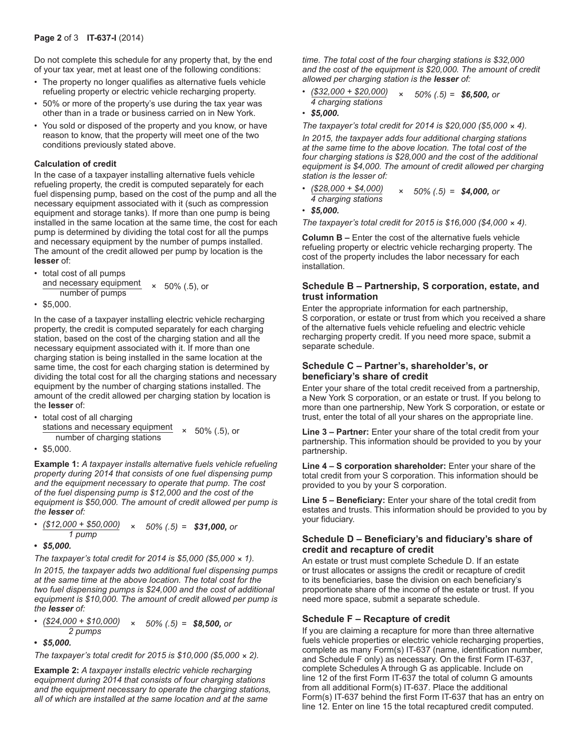Do not complete this schedule for any property that, by the end of your tax year, met at least one of the following conditions:

- The property no longer qualifies as alternative fuels vehicle refueling property or electric vehicle recharging property.
- 50% or more of the property's use during the tax year was other than in a trade or business carried on in New York.
- You sold or disposed of the property and you know, or have reason to know, that the property will meet one of the two conditions previously stated above.

**Calculation of credit**

In the case of a taxpayer installing alternative fuels vehicle refueling property, the credit is computed separately for each fuel dispensing pump, based on the cost of the pump and all the necessary equipment associated with it (such as compression equipment and storage tanks). If more than one pump is being installed in the same location at the same time, the cost for each pump is determined by dividing the total cost for all the pumps and necessary equipment by the number of pumps installed. The amount of the credit allowed per pump by location is the **lesser** of:

- $\dfrac{\text{total cost of all pumps and necessary equipment}}{\text{number of pumps}} \times 50\% \ (.5)$, or
- $5,000.

In the case of a taxpayer installing electric vehicle recharging property, the credit is computed separately for each charging station, based on the cost of the charging station and all the necessary equipment associated with it. If more than one charging station is being installed in the same location at the same time, the cost for each charging station is determined by dividing the total cost for all the charging stations and necessary equipment by the number of charging stations installed. The amount of the credit allowed per charging station by location is the **lesser** of:

- $\dfrac{\text{total cost of all charging stations and necessary equipment}}{\text{number of charging stations}} \times 50\% \ (.5)$, or
- $5,000.

**Example 1:** *A taxpayer installs alternative fuels vehicle refueling property during 2014 that consists of one fuel dispensing pump and the equipment necessary to operate that pump. The cost of the fuel dispensing pump is $12,000 and the cost of the equipment is $50,000. The amount of credit allowed per pump is the **lesser** of:*

- $\dfrac{(\$12{,}000 + \$50{,}000)}{1 \text{ pump}} \times 50\% \ (.5) =$ ***$31,000,*** *or*
- ***$5,000.***

*The taxpayer's total credit for 2014 is $5,000 ($5,000 × 1).*

*In 2015, the taxpayer adds two additional fuel dispensing pumps at the same time at the above location. The total cost for the two fuel dispensing pumps is $24,000 and the cost of additional equipment is $10,000. The amount of credit allowed per pump is the **lesser** of:*

- $\dfrac{(\$24{,}000 + \$10{,}000)}{2 \text{ pumps}} \times 50\% \ (.5) =$ ***$8,500,*** *or*
- ***$5,000.***

*The taxpayer's total credit for 2015 is $10,000 ($5,000 × 2).*

**Example 2:** *A taxpayer installs electric vehicle recharging equipment during 2014 that consists of four charging stations and the equipment necessary to operate the charging stations, all of which are installed at the same location and at the same time. The total cost of the four charging stations is $32,000 and the cost of the equipment is $20,000. The amount of credit allowed per charging station is the **lesser** of:*

- $\dfrac{(\$32{,}000 + \$20{,}000)}{4 \text{ charging stations}} \times 50\% \ (.5) =$ ***$6,500,*** *or*
- ***$5,000.***

*The taxpayer's total credit for 2014 is $20,000 ($5,000 × 4).*

*In 2015, the taxpayer adds four additional charging stations at the same time to the above location. The total cost of the four charging stations is $28,000 and the cost of the additional equipment is $4,000. The amount of credit allowed per charging station is the lesser of:*

- $\dfrac{(\$28{,}000 + \$4{,}000)}{4 \text{ charging stations}} \times 50\% \ (.5) =$ ***$4,000,*** *or*
- ***$5,000.***

*The taxpayer's total credit for 2015 is $16,000 ($4,000 × 4).*

**Column B –** Enter the cost of the alternative fuels vehicle refueling property or electric vehicle recharging property. The cost of the property includes the labor necessary for each installation.

### Schedule B – Partnership, S corporation, estate, and trust information

Enter the appropriate information for each partnership, S corporation, or estate or trust from which you received a share of the alternative fuels vehicle refueling and electric vehicle recharging property credit. If you need more space, submit a separate schedule.

### Schedule C – Partner's, shareholder's, or beneficiary's share of credit

Enter your share of the total credit received from a partnership, a New York S corporation, or an estate or trust. If you belong to more than one partnership, New York S corporation, or estate or trust, enter the total of all your shares on the appropriate line.

**Line 3 – Partner:** Enter your share of the total credit from your partnership. This information should be provided to you by your partnership.

**Line 4 – S corporation shareholder:** Enter your share of the total credit from your S corporation. This information should be provided to you by your S corporation.

**Line 5 – Beneficiary:** Enter your share of the total credit from estates and trusts. This information should be provided to you by your fiduciary.

### Schedule D – Beneficiary's and fiduciary's share of credit and recapture of credit

An estate or trust must complete Schedule D. If an estate or trust allocates or assigns the credit or recapture of credit to its beneficiaries, base the division on each beneficiary's proportionate share of the income of the estate or trust. If you need more space, submit a separate schedule.

### Schedule F – Recapture of credit

If you are claiming a recapture for more than three alternative fuels vehicle properties or electric vehicle recharging properties, complete as many Form(s) IT-637 (name, identification number, and Schedule F only) as necessary. On the first Form IT-637, complete Schedules A through G as applicable. Include on line 12 of the first Form IT-637 the total of column G amounts from all additional Form(s) IT-637. Place the additional Form(s) IT-637 behind the first Form IT-637 that has an entry on line 12. Enter on line 15 the total recaptured credit computed.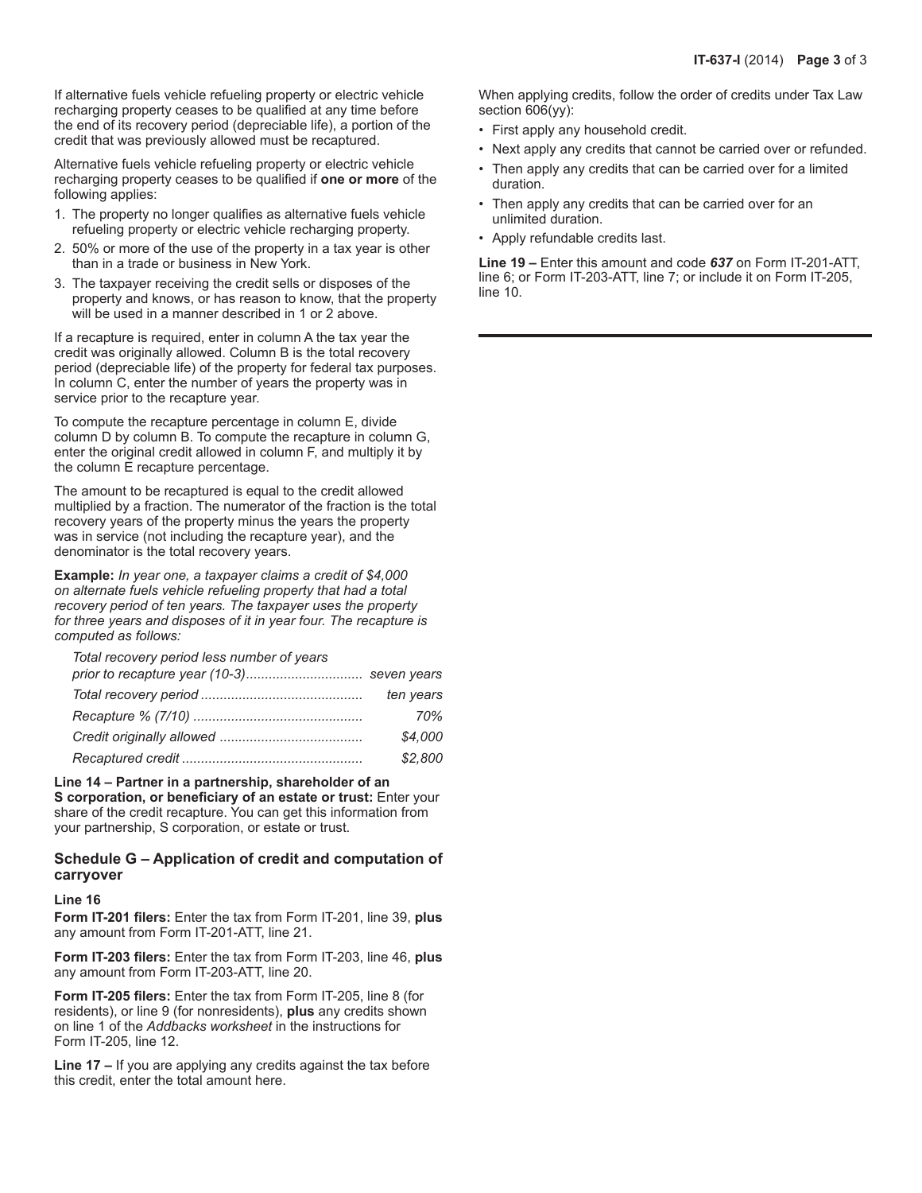If alternative fuels vehicle refueling property or electric vehicle recharging property ceases to be qualified at any time before the end of its recovery period (depreciable life), a portion of the credit that was previously allowed must be recaptured.

Alternative fuels vehicle refueling property or electric vehicle recharging property ceases to be qualified if **one or more** of the following applies:

1. The property no longer qualifies as alternative fuels vehicle refueling property or electric vehicle recharging property.
2. 50% or more of the use of the property in a tax year is other than in a trade or business in New York.
3. The taxpayer receiving the credit sells or disposes of the property and knows, or has reason to know, that the property will be used in a manner described in 1 or 2 above.

If a recapture is required, enter in column A the tax year the credit was originally allowed. Column B is the total recovery period (depreciable life) of the property for federal tax purposes. In column C, enter the number of years the property was in service prior to the recapture year.

To compute the recapture percentage in column E, divide column D by column B. To compute the recapture in column G, enter the original credit allowed in column F, and multiply it by the column E recapture percentage.

The amount to be recaptured is equal to the credit allowed multiplied by a fraction. The numerator of the fraction is the total recovery years of the property minus the years the property was in service (not including the recapture year), and the denominator is the total recovery years.

**Example:** *In year one, a taxpayer claims a credit of $4,000 on alternate fuels vehicle refueling property that had a total recovery period of ten years. The taxpayer uses the property for three years and disposes of it in year four. The recapture is computed as follows:*

| | |
|---|---|
| *Total recovery period less number of years prior to recapture year (10-3)* | *seven years* |
| *Total recovery period* | *ten years* |
| *Recapture % (7/10)* | *70%* |
| *Credit originally allowed* | *$4,000* |
| *Recaptured credit* | *$2,800* |

**Line 14 – Partner in a partnership, shareholder of an S corporation, or beneficiary of an estate or trust:** Enter your share of the credit recapture. You can get this information from your partnership, S corporation, or estate or trust.

### Schedule G – Application of credit and computation of carryover

**Line 16**

**Form IT-201 filers:** Enter the tax from Form IT-201, line 39, **plus** any amount from Form IT-201-ATT, line 21.

**Form IT-203 filers:** Enter the tax from Form IT-203, line 46, **plus** any amount from Form IT-203-ATT, line 20.

**Form IT-205 filers:** Enter the tax from Form IT-205, line 8 (for residents), or line 9 (for nonresidents), **plus** any credits shown on line 1 of the *Addbacks worksheet* in the instructions for Form IT-205, line 12.

**Line 17 –** If you are applying any credits against the tax before this credit, enter the total amount here.

When applying credits, follow the order of credits under Tax Law section 606(yy):

- First apply any household credit.
- Next apply any credits that cannot be carried over or refunded.
- Then apply any credits that can be carried over for a limited duration.
- Then apply any credits that can be carried over for an unlimited duration.
- Apply refundable credits last.

**Line 19 –** Enter this amount and code ***637*** on Form IT-201-ATT, line 6; or Form IT-203-ATT, line 7; or include it on Form IT-205, line 10.